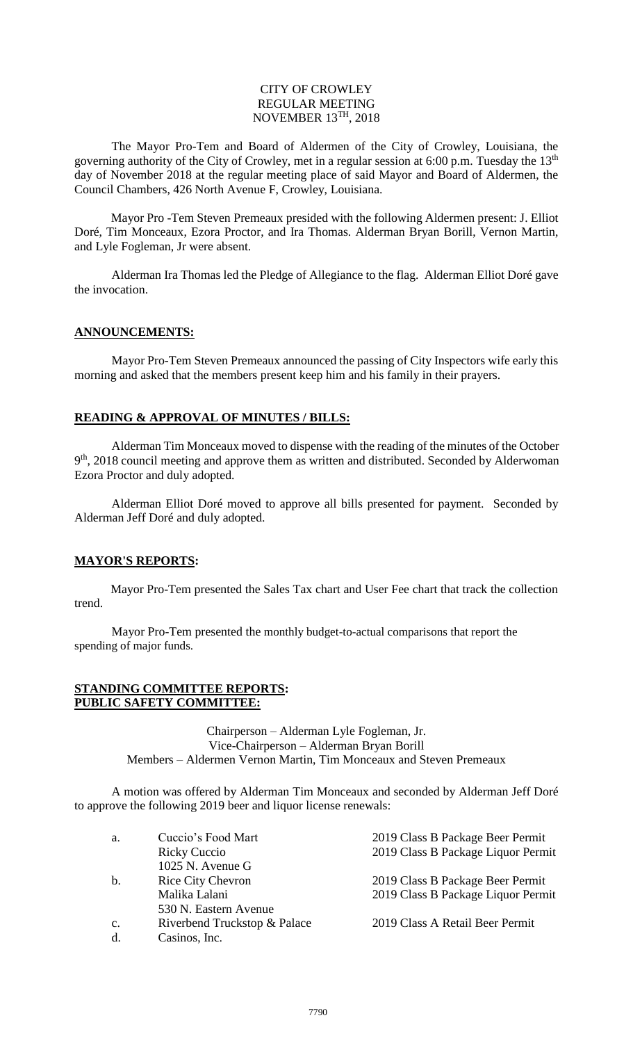CITY OF CROWLEY
REGULAR MEETING
NOVEMBER 13TH, 2018

The Mayor Pro-Tem and Board of Aldermen of the City of Crowley, Louisiana, the governing authority of the City of Crowley, met in a regular session at 6:00 p.m. Tuesday the 13th day of November 2018 at the regular meeting place of said Mayor and Board of Aldermen, the Council Chambers, 426 North Avenue F, Crowley, Louisiana.

Mayor Pro -Tem Steven Premeaux presided with the following Aldermen present: J. Elliot Doré, Tim Monceaux, Ezora Proctor, and Ira Thomas. Alderman Bryan Borill, Vernon Martin, and Lyle Fogleman, Jr were absent.

Alderman Ira Thomas led the Pledge of Allegiance to the flag. Alderman Elliot Doré gave the invocation.

## ANNOUNCEMENTS:

Mayor Pro-Tem Steven Premeaux announced the passing of City Inspectors wife early this morning and asked that the members present keep him and his family in their prayers.

## READING & APPROVAL OF MINUTES / BILLS:

Alderman Tim Monceaux moved to dispense with the reading of the minutes of the October 9th, 2018 council meeting and approve them as written and distributed. Seconded by Alderwoman Ezora Proctor and duly adopted.

Alderman Elliot Doré moved to approve all bills presented for payment. Seconded by Alderman Jeff Doré and duly adopted.

## MAYOR'S REPORTS:

Mayor Pro-Tem presented the Sales Tax chart and User Fee chart that track the collection trend.

Mayor Pro-Tem presented the monthly budget-to-actual comparisons that report the spending of major funds.

## STANDING COMMITTEE REPORTS:
## PUBLIC SAFETY COMMITTEE:

Chairperson – Alderman Lyle Fogleman, Jr.
Vice-Chairperson – Alderman Bryan Borill
Members – Aldermen Vernon Martin, Tim Monceaux and Steven Premeaux

A motion was offered by Alderman Tim Monceaux and seconded by Alderman Jeff Doré to approve the following 2019 beer and liquor license renewals:

| | | |
|---|---|---|
| a. | Cuccio's Food Mart | 2019 Class B Package Beer Permit |
| | Ricky Cuccio | 2019 Class B Package Liquor Permit |
| | 1025 N. Avenue G | |
| b. | Rice City Chevron | 2019 Class B Package Beer Permit |
| | Malika Lalani | 2019 Class B Package Liquor Permit |
| | 530 N. Eastern Avenue | |
| c. | Riverbend Truckstop & Palace | 2019 Class A Retail Beer Permit |
| d. | Casinos, Inc. | |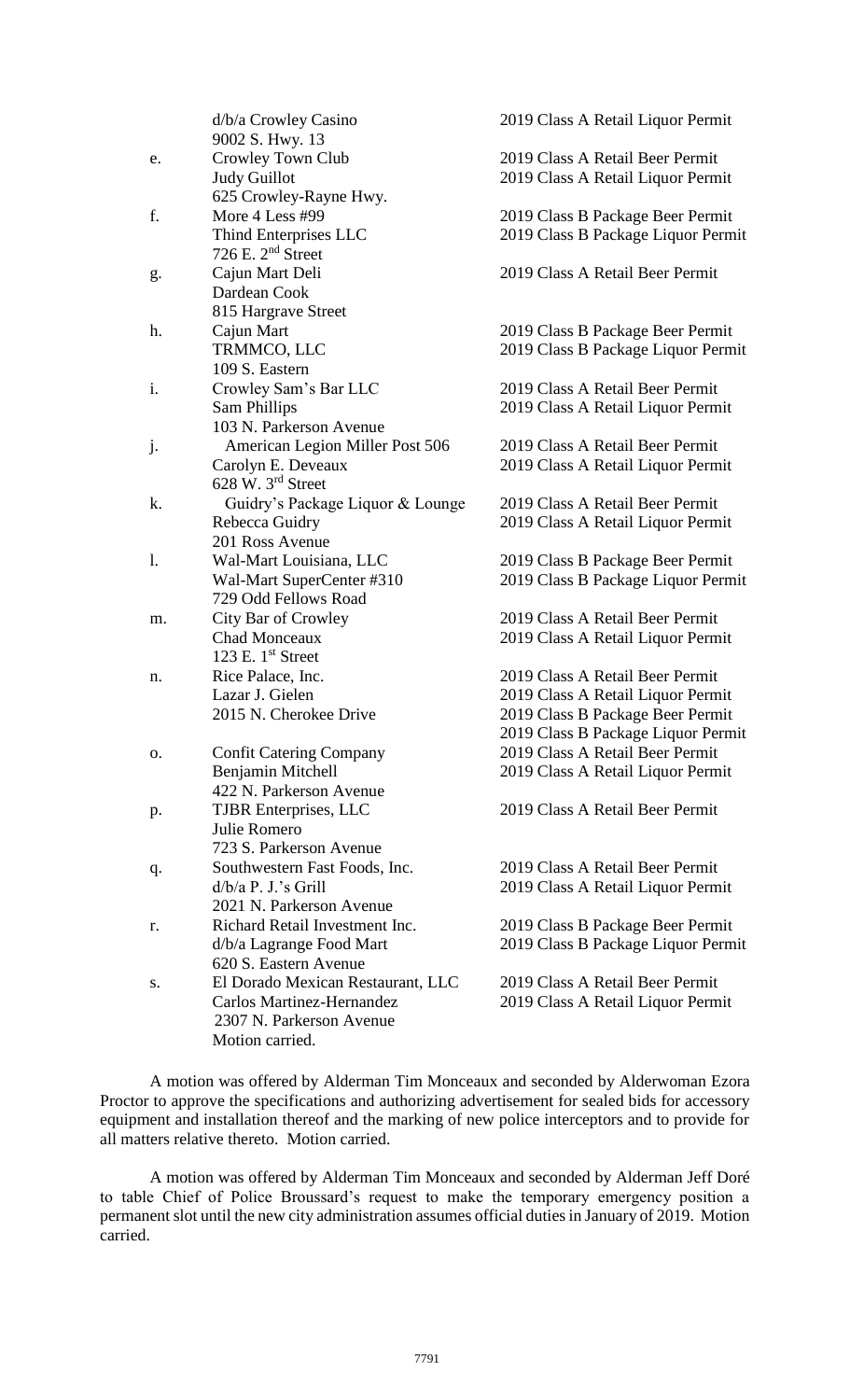| | | |
|---|---|---|
| | d/b/a Crowley Casino<br>9002 S. Hwy. 13 | 2019 Class A Retail Liquor Permit |
| e. | Crowley Town Club<br>Judy Guillot<br>625 Crowley-Rayne Hwy. | 2019 Class A Retail Beer Permit<br>2019 Class A Retail Liquor Permit |
| f. | More 4 Less #99<br>Thind Enterprises LLC<br>726 E. 2nd Street | 2019 Class B Package Beer Permit<br>2019 Class B Package Liquor Permit |
| g. | Cajun Mart Deli<br>Dardean Cook<br>815 Hargrave Street | 2019 Class A Retail Beer Permit |
| h. | Cajun Mart<br>TRMMCO, LLC<br>109 S. Eastern | 2019 Class B Package Beer Permit<br>2019 Class B Package Liquor Permit |
| i. | Crowley Sam's Bar LLC<br>Sam Phillips<br>103 N. Parkerson Avenue | 2019 Class A Retail Beer Permit<br>2019 Class A Retail Liquor Permit |
| j. | American Legion Miller Post 506<br>Carolyn E. Deveaux<br>628 W. 3rd Street | 2019 Class A Retail Beer Permit<br>2019 Class A Retail Liquor Permit |
| k. | Guidry's Package Liquor & Lounge<br>Rebecca Guidry<br>201 Ross Avenue | 2019 Class A Retail Beer Permit<br>2019 Class A Retail Liquor Permit |
| l. | Wal-Mart Louisiana, LLC<br>Wal-Mart SuperCenter #310<br>729 Odd Fellows Road | 2019 Class B Package Beer Permit<br>2019 Class B Package Liquor Permit |
| m. | City Bar of Crowley<br>Chad Monceaux<br>123 E. 1st Street | 2019 Class A Retail Beer Permit<br>2019 Class A Retail Liquor Permit |
| n. | Rice Palace, Inc.<br>Lazar J. Gielen<br>2015 N. Cherokee Drive | 2019 Class A Retail Beer Permit<br>2019 Class A Retail Liquor Permit<br>2019 Class B Package Beer Permit<br>2019 Class B Package Liquor Permit |
| o. | Confit Catering Company<br>Benjamin Mitchell<br>422 N. Parkerson Avenue | 2019 Class A Retail Beer Permit<br>2019 Class A Retail Liquor Permit |
| p. | TJBR Enterprises, LLC<br>Julie Romero<br>723 S. Parkerson Avenue | 2019 Class A Retail Beer Permit |
| q. | Southwestern Fast Foods, Inc.<br>d/b/a P. J.'s Grill<br>2021 N. Parkerson Avenue | 2019 Class A Retail Beer Permit<br>2019 Class A Retail Liquor Permit |
| r. | Richard Retail Investment Inc.<br>d/b/a Lagrange Food Mart<br>620 S. Eastern Avenue | 2019 Class B Package Beer Permit<br>2019 Class B Package Liquor Permit |
| s. | El Dorado Mexican Restaurant, LLC<br>Carlos Martinez-Hernandez<br>2307 N. Parkerson Avenue | 2019 Class A Retail Beer Permit<br>2019 Class A Retail Liquor Permit |

Motion carried.

A motion was offered by Alderman Tim Monceaux and seconded by Alderwoman Ezora Proctor to approve the specifications and authorizing advertisement for sealed bids for accessory equipment and installation thereof and the marking of new police interceptors and to provide for all matters relative thereto. Motion carried.

A motion was offered by Alderman Tim Monceaux and seconded by Alderman Jeff Doré to table Chief of Police Broussard's request to make the temporary emergency position a permanent slot until the new city administration assumes official duties in January of 2019. Motion carried.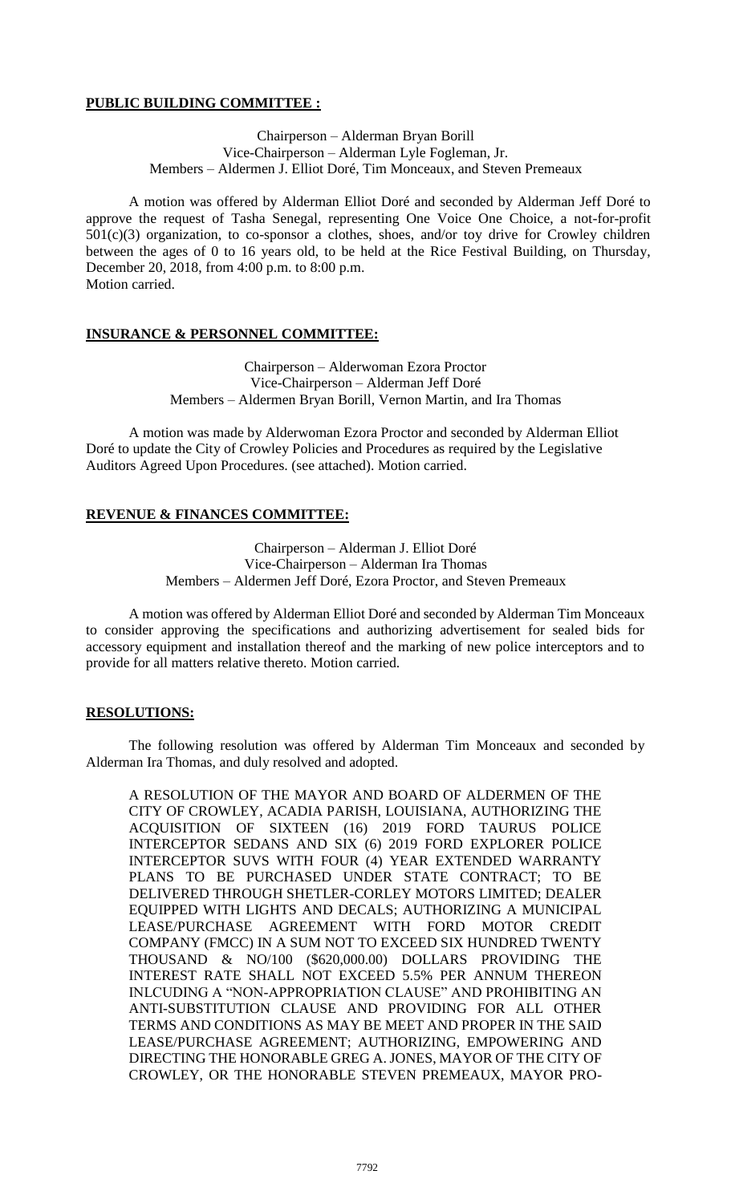**PUBLIC BUILDING COMMITTEE :**

Chairperson – Alderman Bryan Borill
Vice-Chairperson – Alderman Lyle Fogleman, Jr.
Members – Aldermen J. Elliot Doré, Tim Monceaux, and Steven Premeaux

A motion was offered by Alderman Elliot Doré and seconded by Alderman Jeff Doré to approve the request of Tasha Senegal, representing One Voice One Choice, a not-for-profit 501(c)(3) organization, to co-sponsor a clothes, shoes, and/or toy drive for Crowley children between the ages of 0 to 16 years old, to be held at the Rice Festival Building, on Thursday, December 20, 2018, from 4:00 p.m. to 8:00 p.m.
Motion carried.

**INSURANCE & PERSONNEL COMMITTEE:**

Chairperson – Alderwoman Ezora Proctor
Vice-Chairperson – Alderman Jeff Doré
Members – Aldermen Bryan Borill, Vernon Martin, and Ira Thomas

A motion was made by Alderwoman Ezora Proctor and seconded by Alderman Elliot Doré to update the City of Crowley Policies and Procedures as required by the Legislative Auditors Agreed Upon Procedures. (see attached). Motion carried.

**REVENUE & FINANCES COMMITTEE:**

Chairperson – Alderman J. Elliot Doré
Vice-Chairperson – Alderman Ira Thomas
Members – Aldermen Jeff Doré, Ezora Proctor, and Steven Premeaux

A motion was offered by Alderman Elliot Doré and seconded by Alderman Tim Monceaux to consider approving the specifications and authorizing advertisement for sealed bids for accessory equipment and installation thereof and the marking of new police interceptors and to provide for all matters relative thereto. Motion carried.

**RESOLUTIONS:**

The following resolution was offered by Alderman Tim Monceaux and seconded by Alderman Ira Thomas, and duly resolved and adopted.

A RESOLUTION OF THE MAYOR AND BOARD OF ALDERMEN OF THE CITY OF CROWLEY, ACADIA PARISH, LOUISIANA, AUTHORIZING THE ACQUISITION OF SIXTEEN (16) 2019 FORD TAURUS POLICE INTERCEPTOR SEDANS AND SIX (6) 2019 FORD EXPLORER POLICE INTERCEPTOR SUVS WITH FOUR (4) YEAR EXTENDED WARRANTY PLANS TO BE PURCHASED UNDER STATE CONTRACT; TO BE DELIVERED THROUGH SHETLER-CORLEY MOTORS LIMITED; DEALER EQUIPPED WITH LIGHTS AND DECALS; AUTHORIZING A MUNICIPAL LEASE/PURCHASE AGREEMENT WITH FORD MOTOR CREDIT COMPANY (FMCC) IN A SUM NOT TO EXCEED SIX HUNDRED TWENTY THOUSAND & NO/100 ($620,000.00) DOLLARS PROVIDING THE INTEREST RATE SHALL NOT EXCEED 5.5% PER ANNUM THEREON INLCUDING A "NON-APPROPRIATION CLAUSE" AND PROHIBITING AN ANTI-SUBSTITUTION CLAUSE AND PROVIDING FOR ALL OTHER TERMS AND CONDITIONS AS MAY BE MEET AND PROPER IN THE SAID LEASE/PURCHASE AGREEMENT; AUTHORIZING, EMPOWERING AND DIRECTING THE HONORABLE GREG A. JONES, MAYOR OF THE CITY OF CROWLEY, OR THE HONORABLE STEVEN PREMEAUX, MAYOR PRO-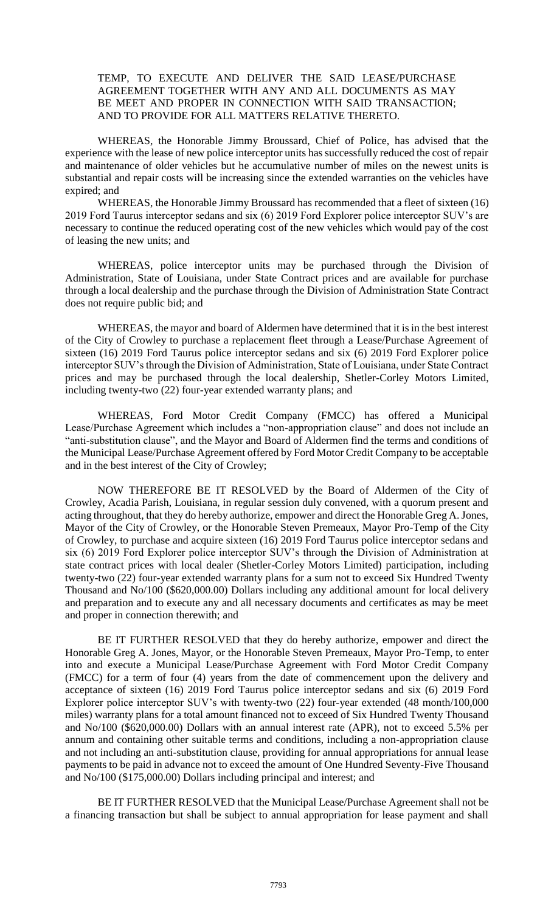TEMP, TO EXECUTE AND DELIVER THE SAID LEASE/PURCHASE AGREEMENT TOGETHER WITH ANY AND ALL DOCUMENTS AS MAY BE MEET AND PROPER IN CONNECTION WITH SAID TRANSACTION; AND TO PROVIDE FOR ALL MATTERS RELATIVE THERETO.

WHEREAS, the Honorable Jimmy Broussard, Chief of Police, has advised that the experience with the lease of new police interceptor units has successfully reduced the cost of repair and maintenance of older vehicles but he accumulative number of miles on the newest units is substantial and repair costs will be increasing since the extended warranties on the vehicles have expired; and

WHEREAS, the Honorable Jimmy Broussard has recommended that a fleet of sixteen (16) 2019 Ford Taurus interceptor sedans and six (6) 2019 Ford Explorer police interceptor SUV's are necessary to continue the reduced operating cost of the new vehicles which would pay of the cost of leasing the new units; and

WHEREAS, police interceptor units may be purchased through the Division of Administration, State of Louisiana, under State Contract prices and are available for purchase through a local dealership and the purchase through the Division of Administration State Contract does not require public bid; and

WHEREAS, the mayor and board of Aldermen have determined that it is in the best interest of the City of Crowley to purchase a replacement fleet through a Lease/Purchase Agreement of sixteen (16) 2019 Ford Taurus police interceptor sedans and six (6) 2019 Ford Explorer police interceptor SUV's through the Division of Administration, State of Louisiana, under State Contract prices and may be purchased through the local dealership, Shetler-Corley Motors Limited, including twenty-two (22) four-year extended warranty plans; and

WHEREAS, Ford Motor Credit Company (FMCC) has offered a Municipal Lease/Purchase Agreement which includes a "non-appropriation clause" and does not include an "anti-substitution clause", and the Mayor and Board of Aldermen find the terms and conditions of the Municipal Lease/Purchase Agreement offered by Ford Motor Credit Company to be acceptable and in the best interest of the City of Crowley;

NOW THEREFORE BE IT RESOLVED by the Board of Aldermen of the City of Crowley, Acadia Parish, Louisiana, in regular session duly convened, with a quorum present and acting throughout, that they do hereby authorize, empower and direct the Honorable Greg A. Jones, Mayor of the City of Crowley, or the Honorable Steven Premeaux, Mayor Pro-Temp of the City of Crowley, to purchase and acquire sixteen (16) 2019 Ford Taurus police interceptor sedans and six (6) 2019 Ford Explorer police interceptor SUV's through the Division of Administration at state contract prices with local dealer (Shetler-Corley Motors Limited) participation, including twenty-two (22) four-year extended warranty plans for a sum not to exceed Six Hundred Twenty Thousand and No/100 ($620,000.00) Dollars including any additional amount for local delivery and preparation and to execute any and all necessary documents and certificates as may be meet and proper in connection therewith; and

BE IT FURTHER RESOLVED that they do hereby authorize, empower and direct the Honorable Greg A. Jones, Mayor, or the Honorable Steven Premeaux, Mayor Pro-Temp, to enter into and execute a Municipal Lease/Purchase Agreement with Ford Motor Credit Company (FMCC) for a term of four (4) years from the date of commencement upon the delivery and acceptance of sixteen (16) 2019 Ford Taurus police interceptor sedans and six (6) 2019 Ford Explorer police interceptor SUV's with twenty-two (22) four-year extended (48 month/100,000 miles) warranty plans for a total amount financed not to exceed of Six Hundred Twenty Thousand and No/100 ($620,000.00) Dollars with an annual interest rate (APR), not to exceed 5.5% per annum and containing other suitable terms and conditions, including a non-appropriation clause and not including an anti-substitution clause, providing for annual appropriations for annual lease payments to be paid in advance not to exceed the amount of One Hundred Seventy-Five Thousand and No/100 ($175,000.00) Dollars including principal and interest; and

BE IT FURTHER RESOLVED that the Municipal Lease/Purchase Agreement shall not be a financing transaction but shall be subject to annual appropriation for lease payment and shall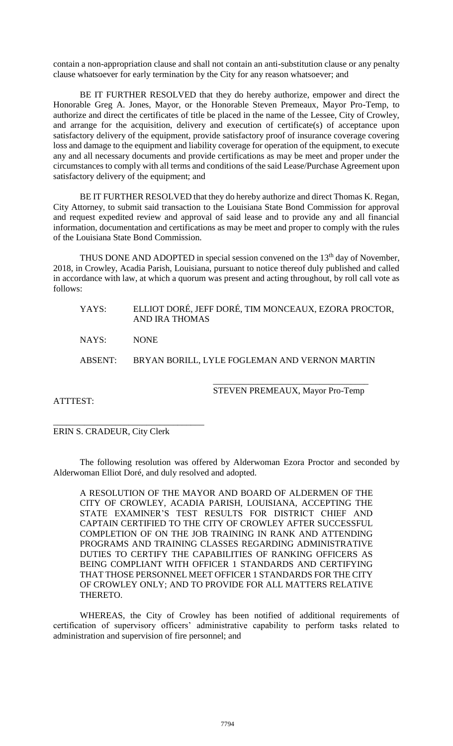contain a non-appropriation clause and shall not contain an anti-substitution clause or any penalty clause whatsoever for early termination by the City for any reason whatsoever; and

BE IT FURTHER RESOLVED that they do hereby authorize, empower and direct the Honorable Greg A. Jones, Mayor, or the Honorable Steven Premeaux, Mayor Pro-Temp, to authorize and direct the certificates of title be placed in the name of the Lessee, City of Crowley, and arrange for the acquisition, delivery and execution of certificate(s) of acceptance upon satisfactory delivery of the equipment, provide satisfactory proof of insurance coverage covering loss and damage to the equipment and liability coverage for operation of the equipment, to execute any and all necessary documents and provide certifications as may be meet and proper under the circumstances to comply with all terms and conditions of the said Lease/Purchase Agreement upon satisfactory delivery of the equipment; and

BE IT FURTHER RESOLVED that they do hereby authorize and direct Thomas K. Regan, City Attorney, to submit said transaction to the Louisiana State Bond Commission for approval and request expedited review and approval of said lease and to provide any and all financial information, documentation and certifications as may be meet and proper to comply with the rules of the Louisiana State Bond Commission.

THUS DONE AND ADOPTED in special session convened on the 13th day of November, 2018, in Crowley, Acadia Parish, Louisiana, pursuant to notice thereof duly published and called in accordance with law, at which a quorum was present and acting throughout, by roll call vote as follows:

YAYS: ELLIOT DORÉ, JEFF DORÉ, TIM MONCEAUX, EZORA PROCTOR, AND IRA THOMAS

NAYS: NONE

ABSENT: BRYAN BORILL, LYLE FOGLEMAN AND VERNON MARTIN

\_\_\_\_\_\_\_\_\_\_\_\_\_\_\_\_\_\_\_\_\_\_\_\_\_\_\_\_\_\_\_\_\_\_\_

STEVEN PREMEAUX, Mayor Pro-Temp

ATTTEST:

\_\_\_\_\_\_\_\_\_\_\_\_\_\_\_\_\_\_\_\_\_\_\_\_\_\_\_\_\_\_\_\_\_\_\_

ERIN S. CRADEUR, City Clerk

The following resolution was offered by Alderwoman Ezora Proctor and seconded by Alderwoman Elliot Doré, and duly resolved and adopted.

A RESOLUTION OF THE MAYOR AND BOARD OF ALDERMEN OF THE CITY OF CROWLEY, ACADIA PARISH, LOUISIANA, ACCEPTING THE STATE EXAMINER'S TEST RESULTS FOR DISTRICT CHIEF AND CAPTAIN CERTIFIED TO THE CITY OF CROWLEY AFTER SUCCESSFUL COMPLETION OF ON THE JOB TRAINING IN RANK AND ATTENDING PROGRAMS AND TRAINING CLASSES REGARDING ADMINISTRATIVE DUTIES TO CERTIFY THE CAPABILITIES OF RANKING OFFICERS AS BEING COMPLIANT WITH OFFICER 1 STANDARDS AND CERTIFYING THAT THOSE PERSONNEL MEET OFFICER 1 STANDARDS FOR THE CITY OF CROWLEY ONLY; AND TO PROVIDE FOR ALL MATTERS RELATIVE THERETO.

WHEREAS, the City of Crowley has been notified of additional requirements of certification of supervisory officers' administrative capability to perform tasks related to administration and supervision of fire personnel; and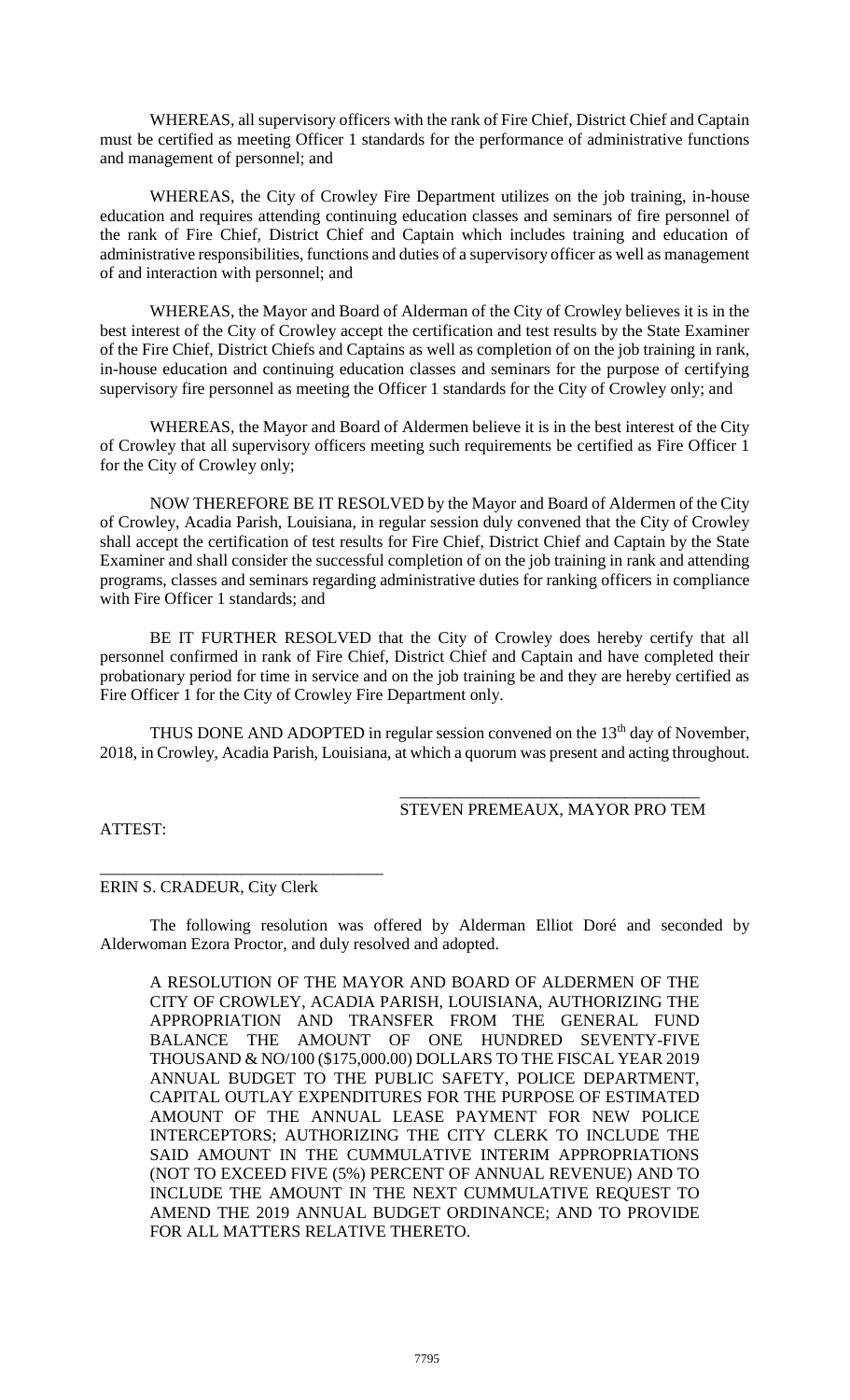WHEREAS, all supervisory officers with the rank of Fire Chief, District Chief and Captain must be certified as meeting Officer 1 standards for the performance of administrative functions and management of personnel; and

WHEREAS, the City of Crowley Fire Department utilizes on the job training, in-house education and requires attending continuing education classes and seminars of fire personnel of the rank of Fire Chief, District Chief and Captain which includes training and education of administrative responsibilities, functions and duties of a supervisory officer as well as management of and interaction with personnel; and

WHEREAS, the Mayor and Board of Alderman of the City of Crowley believes it is in the best interest of the City of Crowley accept the certification and test results by the State Examiner of the Fire Chief, District Chiefs and Captains as well as completion of on the job training in rank, in-house education and continuing education classes and seminars for the purpose of certifying supervisory fire personnel as meeting the Officer 1 standards for the City of Crowley only; and

WHEREAS, the Mayor and Board of Aldermen believe it is in the best interest of the City of Crowley that all supervisory officers meeting such requirements be certified as Fire Officer 1 for the City of Crowley only;

NOW THEREFORE BE IT RESOLVED by the Mayor and Board of Aldermen of the City of Crowley, Acadia Parish, Louisiana, in regular session duly convened that the City of Crowley shall accept the certification of test results for Fire Chief, District Chief and Captain by the State Examiner and shall consider the successful completion of on the job training in rank and attending programs, classes and seminars regarding administrative duties for ranking officers in compliance with Fire Officer 1 standards; and

BE IT FURTHER RESOLVED that the City of Crowley does hereby certify that all personnel confirmed in rank of Fire Chief, District Chief and Captain and have completed their probationary period for time in service and on the job training be and they are hereby certified as Fire Officer 1 for the City of Crowley Fire Department only.

THUS DONE AND ADOPTED in regular session convened on the 13th day of November, 2018, in Crowley, Acadia Parish, Louisiana, at which a quorum was present and acting throughout.

\_\_\_\_\_\_\_\_\_\_\_\_\_\_\_\_\_\_\_\_\_\_\_\_\_\_\_\_\_\_\_\_\_\_\_\_

STEVEN PREMEAUX, MAYOR PRO TEM

ATTEST:

\_\_\_\_\_\_\_\_\_\_\_\_\_\_\_\_\_\_\_\_\_\_\_\_\_\_\_\_\_\_\_\_\_\_\_\_

ERIN S. CRADEUR, City Clerk

The following resolution was offered by Alderman Elliot Doré and seconded by Alderwoman Ezora Proctor, and duly resolved and adopted.

> A RESOLUTION OF THE MAYOR AND BOARD OF ALDERMEN OF THE CITY OF CROWLEY, ACADIA PARISH, LOUISIANA, AUTHORIZING THE APPROPRIATION AND TRANSFER FROM THE GENERAL FUND BALANCE THE AMOUNT OF ONE HUNDRED SEVENTY-FIVE THOUSAND & NO/100 ($175,000.00) DOLLARS TO THE FISCAL YEAR 2019 ANNUAL BUDGET TO THE PUBLIC SAFETY, POLICE DEPARTMENT, CAPITAL OUTLAY EXPENDITURES FOR THE PURPOSE OF ESTIMATED AMOUNT OF THE ANNUAL LEASE PAYMENT FOR NEW POLICE INTERCEPTORS; AUTHORIZING THE CITY CLERK TO INCLUDE THE SAID AMOUNT IN THE CUMMULATIVE INTERIM APPROPRIATIONS (NOT TO EXCEED FIVE (5%) PERCENT OF ANNUAL REVENUE) AND TO INCLUDE THE AMOUNT IN THE NEXT CUMMULATIVE REQUEST TO AMEND THE 2019 ANNUAL BUDGET ORDINANCE; AND TO PROVIDE FOR ALL MATTERS RELATIVE THERETO.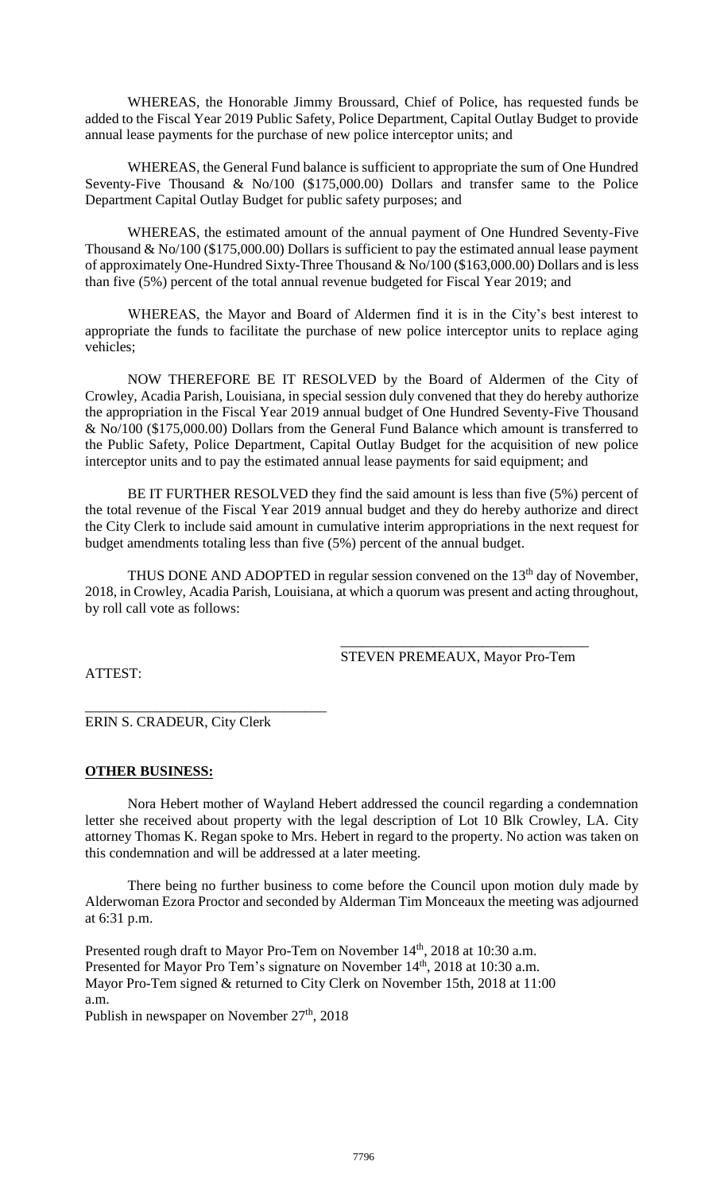WHEREAS, the Honorable Jimmy Broussard, Chief of Police, has requested funds be added to the Fiscal Year 2019 Public Safety, Police Department, Capital Outlay Budget to provide annual lease payments for the purchase of new police interceptor units; and

WHEREAS, the General Fund balance is sufficient to appropriate the sum of One Hundred Seventy-Five Thousand & No/100 ($175,000.00) Dollars and transfer same to the Police Department Capital Outlay Budget for public safety purposes; and

WHEREAS, the estimated amount of the annual payment of One Hundred Seventy-Five Thousand & No/100 ($175,000.00) Dollars is sufficient to pay the estimated annual lease payment of approximately One-Hundred Sixty-Three Thousand & No/100 ($163,000.00) Dollars and is less than five (5%) percent of the total annual revenue budgeted for Fiscal Year 2019; and

WHEREAS, the Mayor and Board of Aldermen find it is in the City's best interest to appropriate the funds to facilitate the purchase of new police interceptor units to replace aging vehicles;

NOW THEREFORE BE IT RESOLVED by the Board of Aldermen of the City of Crowley, Acadia Parish, Louisiana, in special session duly convened that they do hereby authorize the appropriation in the Fiscal Year 2019 annual budget of One Hundred Seventy-Five Thousand & No/100 ($175,000.00) Dollars from the General Fund Balance which amount is transferred to the Public Safety, Police Department, Capital Outlay Budget for the acquisition of new police interceptor units and to pay the estimated annual lease payments for said equipment; and

BE IT FURTHER RESOLVED they find the said amount is less than five (5%) percent of the total revenue of the Fiscal Year 2019 annual budget and they do hereby authorize and direct the City Clerk to include said amount in cumulative interim appropriations in the next request for budget amendments totaling less than five (5%) percent of the annual budget.

THUS DONE AND ADOPTED in regular session convened on the 13th day of November, 2018, in Crowley, Acadia Parish, Louisiana, at which a quorum was present and acting throughout, by roll call vote as follows:

\_\_\_\_\_\_\_\_\_\_\_\_\_\_\_\_\_\_\_\_\_\_\_\_\_\_\_\_\_\_\_\_\_\_\_
STEVEN PREMEAUX, Mayor Pro-Tem

ATTEST:

\_\_\_\_\_\_\_\_\_\_\_\_\_\_\_\_\_\_\_\_\_\_\_\_\_\_\_\_\_\_\_\_\_\_\_
ERIN S. CRADEUR, City Clerk

**OTHER BUSINESS:**

Nora Hebert mother of Wayland Hebert addressed the council regarding a condemnation letter she received about property with the legal description of Lot 10 Blk Crowley, LA. City attorney Thomas K. Regan spoke to Mrs. Hebert in regard to the property. No action was taken on this condemnation and will be addressed at a later meeting.

There being no further business to come before the Council upon motion duly made by Alderwoman Ezora Proctor and seconded by Alderman Tim Monceaux the meeting was adjourned at 6:31 p.m.

Presented rough draft to Mayor Pro-Tem on November 14th, 2018 at 10:30 a.m.
Presented for Mayor Pro Tem's signature on November 14th, 2018 at 10:30 a.m.
Mayor Pro-Tem signed & returned to City Clerk on November 15th, 2018 at 11:00 a.m.
Publish in newspaper on November 27th, 2018